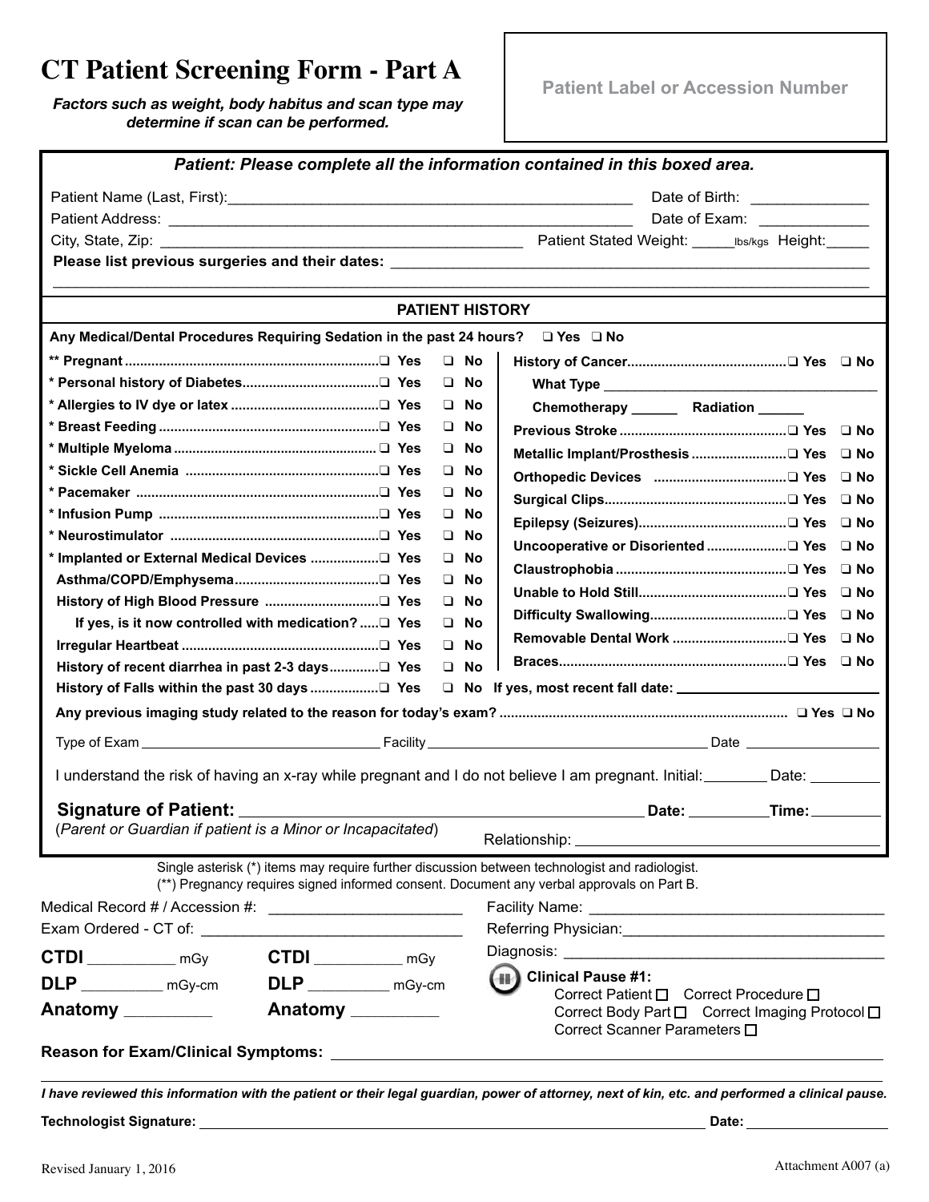# CT Patient Screening Form - Part A

***Factors such as weight, body habitus and scan type may determine if scan can be performed.***

**Patient Label or Accession Number**

***Patient: Please complete all the information contained in this boxed area.***

Patient Name (Last, First):_______________________________________________ Date of Birth: _____________

Patient Address: _____________________________________________________ Date of Exam: ____________

City, State, Zip: ___________________________________________ Patient Stated Weight: _____lbs/kgs Height:_____

**Please list previous surgeries and their dates:** ________________________________________________________

______________________________________________________________________________________________

## PATIENT HISTORY

**Any Medical/Dental Procedures Requiring Sedation in the past 24 hours?** ❑ Yes ❑ No

| | | |
|---|---|---|
| **\*\* Pregnant** | ❑ Yes | ❑ No |
| **\* Personal history of Diabetes** | ❑ Yes | ❑ No |
| **\* Allergies to IV dye or latex** | ❑ Yes | ❑ No |
| **\* Breast Feeding** | ❑ Yes | ❑ No |
| **\* Multiple Myeloma** | ❑ Yes | ❑ No |
| **\* Sickle Cell Anemia** | ❑ Yes | ❑ No |
| **\* Pacemaker** | ❑ Yes | ❑ No |
| **\* Infusion Pump** | ❑ Yes | ❑ No |
| **\* Neurostimulator** | ❑ Yes | ❑ No |
| **\* Implanted or External Medical Devices** | ❑ Yes | ❑ No |
| **Asthma/COPD/Emphysema** | ❑ Yes | ❑ No |
| **History of High Blood Pressure** | ❑ Yes | ❑ No |
| **If yes, is it now controlled with medication?** | ❑ Yes | ❑ No |
| **Irregular Heartbeat** | ❑ Yes | ❑ No |
| **History of recent diarrhea in past 2-3 days** | ❑ Yes | ❑ No |

| | | |
|---|---|---|
| **History of Cancer** | ❑ Yes | ❑ No |
| **What Type** ______________________________ | | |
| **Chemotherapy** ______ **Radiation** ______ | | |
| **Previous Stroke** | ❑ Yes | ❑ No |
| **Metallic Implant/Prosthesis** | ❑ Yes | ❑ No |
| **Orthopedic Devices** | ❑ Yes | ❑ No |
| **Surgical Clips** | ❑ Yes | ❑ No |
| **Epilepsy (Seizures)** | ❑ Yes | ❑ No |
| **Uncooperative or Disoriented** | ❑ Yes | ❑ No |
| **Claustrophobia** | ❑ Yes | ❑ No |
| **Unable to Hold Still** | ❑ Yes | ❑ No |
| **Difficulty Swallowing** | ❑ Yes | ❑ No |
| **Removable Dental Work** | ❑ Yes | ❑ No |
| **Braces** | ❑ Yes | ❑ No |

**History of Falls within the past 30 days** ❑ Yes ❑ No **If yes, most recent fall date:** ____________________

**Any previous imaging study related to the reason for today's exam?** ❑ Yes ❑ No

Type of Exam ___________________________ Facility ___________________________________ Date _______________

I understand the risk of having an x-ray while pregnant and I do not believe I am pregnant. Initial:________ Date: ________

**Signature of Patient:** ___________________________________________ **Date:** __________**Time:** ________

(*Parent or Guardian if patient is a Minor or Incapacitated*) Relationship: ___________________________________

Single asterisk (\*) items may require further discussion between technologist and radiologist.
(\*\*) Pregnancy requires signed informed consent. Document any verbal approvals on Part B.

Medical Record # / Accession #: _______________________ Facility Name: ___________________________________

Exam Ordered - CT of: ______________________________ Referring Physician: ______________________________

Diagnosis: ____________________________________

**CTDI** __________ mGy **CTDI** __________ mGy

**DLP** _________ mGy-cm **DLP** _________ mGy-cm

**Anatomy** _________ **Anatomy** _________

**Clinical Pause #1:**
Correct Patient ☐ Correct Procedure ☐
Correct Body Part ☐ Correct Imaging Protocol ☐
Correct Scanner Parameters ☐

**Reason for Exam/Clinical Symptoms:** ________________________________________________________________

______________________________________________________________________________________________

***I have reviewed this information with the patient or their legal guardian, power of attorney, next of kin, etc. and performed a clinical pause.***

**Technologist Signature:** _______________________________________________________________ **Date:** ______________

Revised January 1, 2016

Attachment A007 (a)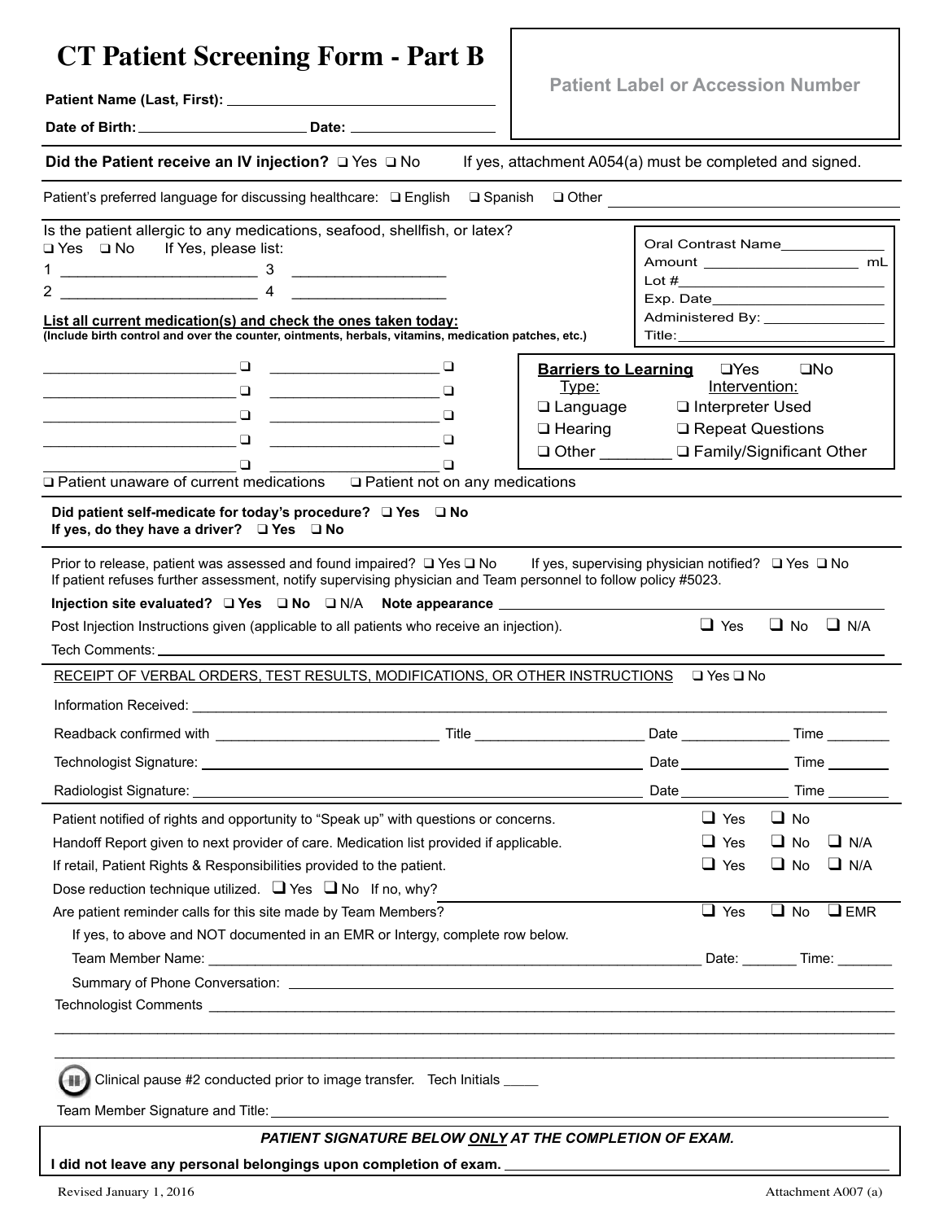# CT Patient Screening Form - Part B

**Patient Name (Last, First):** ______________________

**Date of Birth:** ______________ **Date:** ______________

Patient Label or Accession Number

**Did the Patient receive an IV injection?** ❑ Yes ❑ No If yes, attachment A054(a) must be completed and signed.

Patient's preferred language for discussing healthcare: ❑ English ❑ Spanish ❑ Other ______________

Is the patient allergic to any medications, seafood, shellfish, or latex?
❑ Yes ❑ No If Yes, please list:

1 ______________ 3 ______________
2 ______________ 4 ______________

Oral Contrast Name______________
Amount ______________ mL
Lot #______________
Exp. Date______________
Administered By: ______________
Title:______________

**List all current medication(s) and check the ones taken today:**
**(Include birth control and over the counter, ointments, herbals, vitamins, medication patches, etc.)**

______________ ❑ ______________ ❑
______________ ❑ ______________ ❑
______________ ❑ ______________ ❑
______________ ❑ ______________ ❑
______________ ❑ ______________ ❑

❑ Patient unaware of current medications ❑ Patient not on any medications

**Barriers to Learning** ❑Yes ❑No

| Type: | Intervention: |
| --- | --- |
| ❑ Language | ❑ Interpreter Used |
| ❑ Hearing | ❑ Repeat Questions |
| ❑ Other ________ | ❑ Family/Significant Other |

**Did patient self-medicate for today's procedure?** ❑ **Yes** ❑ **No**
**If yes, do they have a driver?** ❑ **Yes** ❑ **No**

Prior to release, patient was assessed and found impaired? ❑ Yes ❑ No If yes, supervising physician notified? ❑ Yes ❑ No
If patient refuses further assessment, notify supervising physician and Team personnel to follow policy #5023.

**Injection site evaluated?** ❑ **Yes** ❑ **No** ❑ N/A **Note appearance** ______________

Post Injection Instructions given (applicable to all patients who receive an injection). ❑ Yes ❑ No ❑ N/A

Tech Comments: ______________

RECEIPT OF VERBAL ORDERS, TEST RESULTS, MODIFICATIONS, OR OTHER INSTRUCTIONS ❑ Yes ❑ No

Information Received: ______________

Readback confirmed with ______________ Title ______________ Date ______________ Time ________

Technologist Signature: ______________ Date ______________ Time ________

Radiologist Signature: ______________ Date ______________ Time ________

Patient notified of rights and opportunity to "Speak up" with questions or concerns. ❑ Yes ❑ No

Handoff Report given to next provider of care. Medication list provided if applicable. ❑ Yes ❑ No ❑ N/A

If retail, Patient Rights & Responsibilities provided to the patient. ❑ Yes ❑ No ❑ N/A

Dose reduction technique utilized. ❑ Yes ❑ No If no, why? ______________

Are patient reminder calls for this site made by Team Members? ❑ Yes ❑ No ❑ EMR

If yes, to above and NOT documented in an EMR or Intergy, complete row below.

Team Member Name: ______________ Date: _______ Time: _______

Summary of Phone Conversation: ______________

Technologist Comments ______________

Clinical pause #2 conducted prior to image transfer. Tech Initials _____

Team Member Signature and Title: ______________

***PATIENT SIGNATURE BELOW ONLY AT THE COMPLETION OF EXAM.***

**I did not leave any personal belongings upon completion of exam.** ______________

Revised January 1, 2016

Attachment A007 (a)